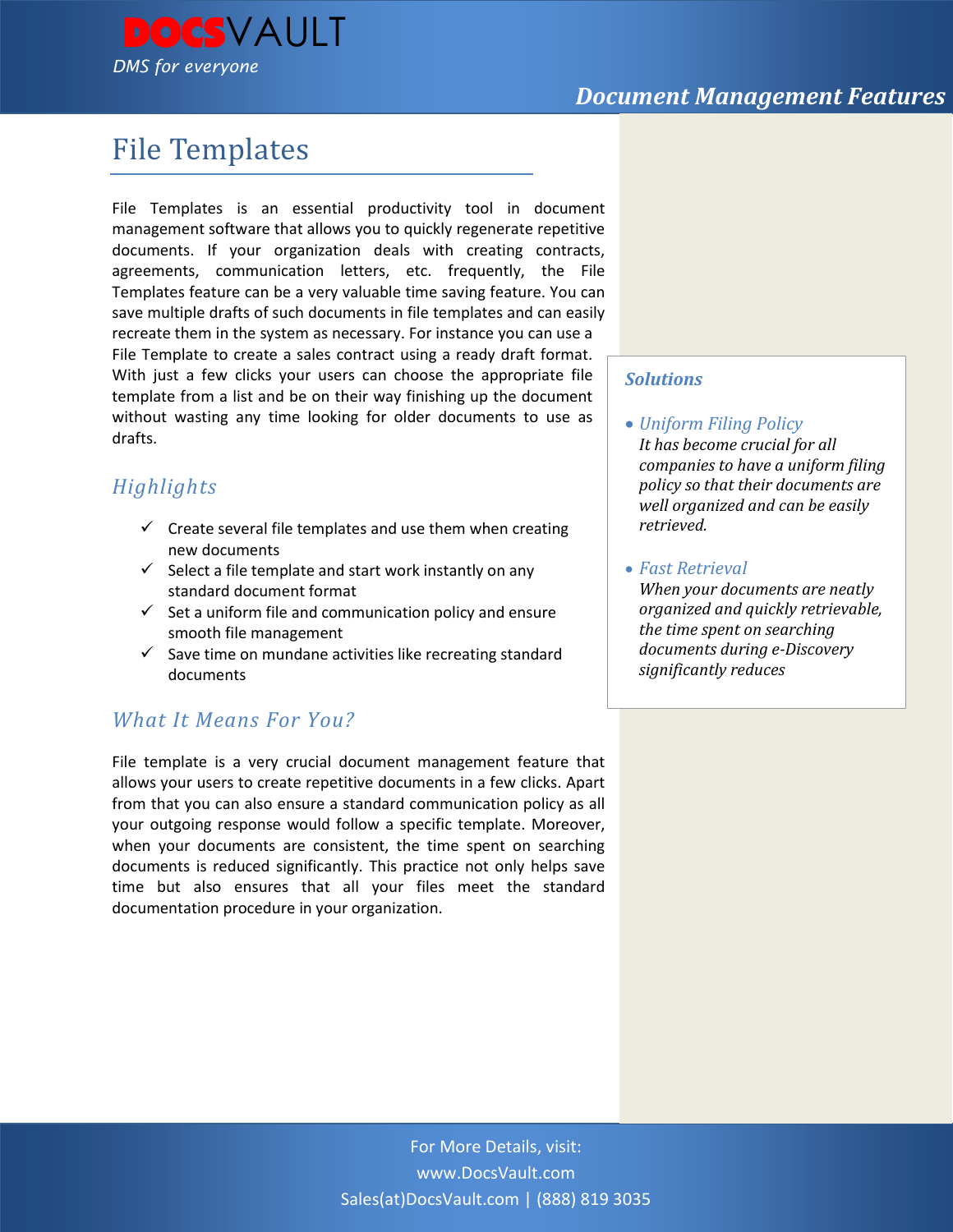DOCSVAULT

*DMS for everyone*

***Document Management Features***

# File Templates

File Templates is an essential productivity tool in document management software that allows you to quickly regenerate repetitive documents. If your organization deals with creating contracts, agreements, communication letters, etc. frequently, the File Templates feature can be a very valuable time saving feature. You can save multiple drafts of such documents in file templates and can easily recreate them in the system as necessary. For instance you can use a File Template to create a sales contract using a ready draft format. With just a few clicks your users can choose the appropriate file template from a list and be on their way finishing up the document without wasting any time looking for older documents to use as drafts.

## *Highlights*

- ✓ Create several file templates and use them when creating new documents
- ✓ Select a file template and start work instantly on any standard document format
- ✓ Set a uniform file and communication policy and ensure smooth file management
- ✓ Save time on mundane activities like recreating standard documents

## *What It Means For You?*

File template is a very crucial document management feature that allows your users to create repetitive documents in a few clicks. Apart from that you can also ensure a standard communication policy as all your outgoing response would follow a specific template. Moreover, when your documents are consistent, the time spent on searching documents is reduced significantly. This practice not only helps save time but also ensures that all your files meet the standard documentation procedure in your organization.

### ***Solutions***

- *Uniform Filing Policy*
  *It has become crucial for all companies to have a uniform filing policy so that their documents are well organized and can be easily retrieved.*
- *Fast Retrieval*
  *When your documents are neatly organized and quickly retrievable, the time spent on searching documents during e-Discovery significantly reduces*

For More Details, visit:
www.DocsVault.com
Sales(at)DocsVault.com | (888) 819 3035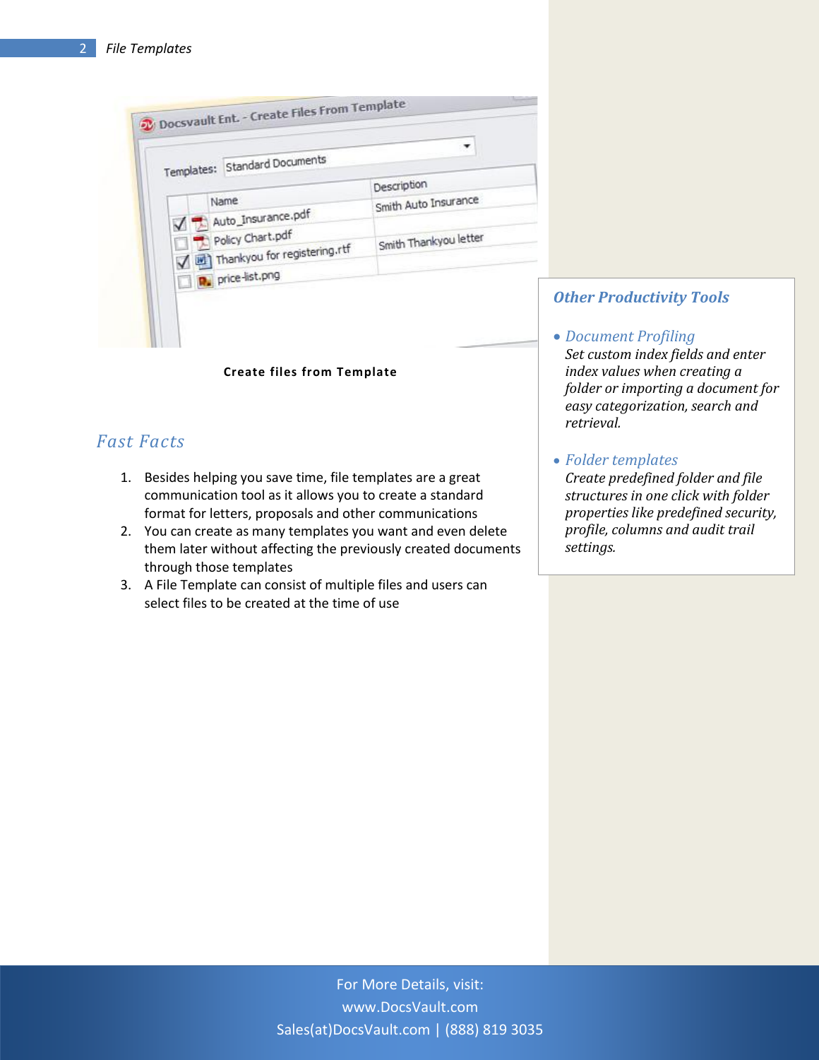Create files from Template

## Fast Facts

1. Besides helping you save time, file templates are a great communication tool as it allows you to create a standard format for letters, proposals and other communications
2. You can create as many templates you want and even delete them later without affecting the previously created documents through those templates
3. A File Template can consist of multiple files and users can select files to be created at the time of use

### *Other Productivity Tools*

- ***Document Profiling***
  *Set custom index fields and enter index values when creating a folder or importing a document for easy categorization, search and retrieval.*

- ***Folder templates***
  *Create predefined folder and file structures in one click with folder properties like predefined security, profile, columns and audit trail settings.*

For More Details, visit:
www.DocsVault.com
Sales(at)DocsVault.com | (888) 819 3035